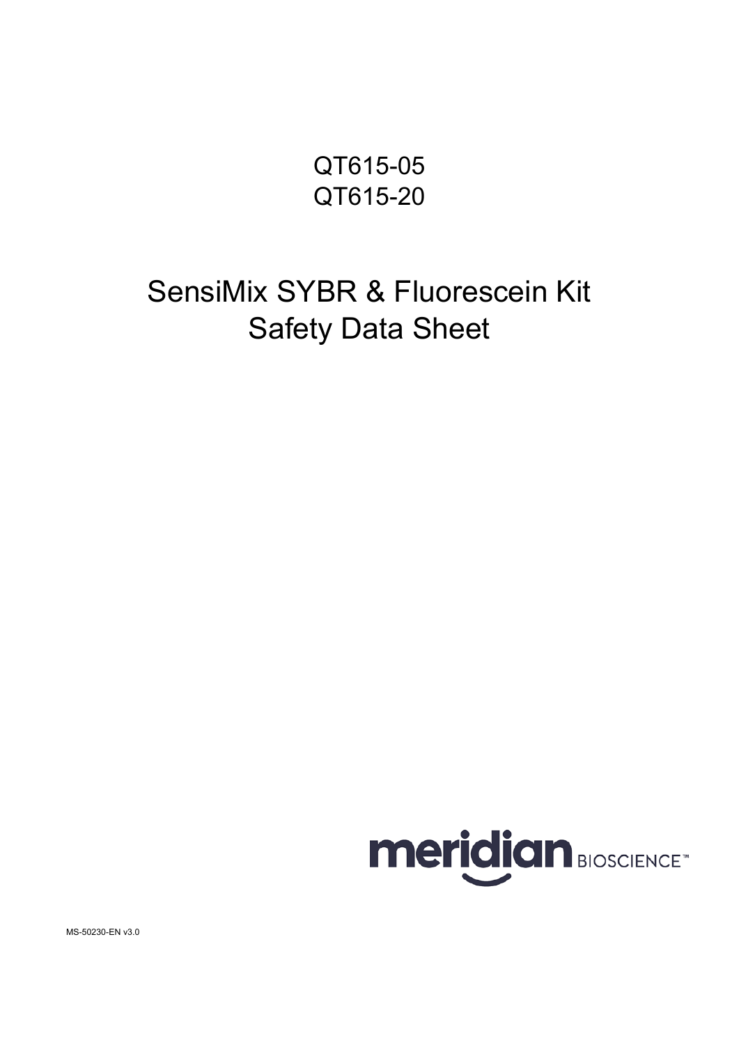QT615-05
QT615-20

# SensiMix SYBR & Fluorescein Kit Safety Data Sheet

meridian BIOSCIENCE™

MS-50230-EN v3.0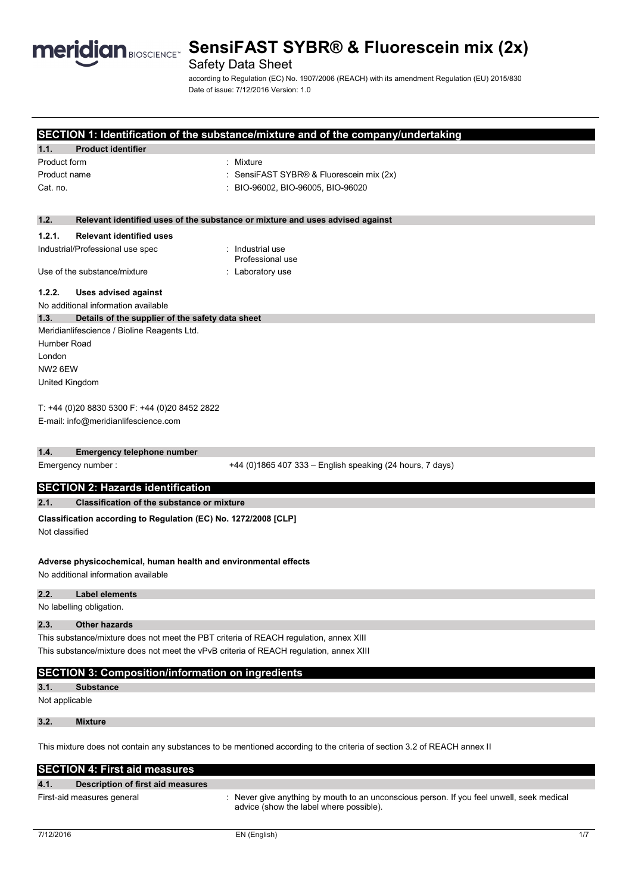# SensiFAST SYBR® & Fluorescein mix (2x)

Safety Data Sheet

according to Regulation (EC) No. 1907/2006 (REACH) with its amendment Regulation (EU) 2015/830

Date of issue: 7/12/2016 Version: 1.0

## SECTION 1: Identification of the substance/mixture and of the company/undertaking

### 1.1. Product identifier

| | |
|---|---|
| Product form | : Mixture |
| Product name | : SensiFAST SYBR® & Fluorescein mix (2x) |
| Cat. no. | : BIO-96002, BIO-96005, BIO-96020 |

### 1.2. Relevant identified uses of the substance or mixture and uses advised against

#### 1.2.1. Relevant identified uses

| | |
|---|---|
| Industrial/Professional use spec | : Industrial use<br>Professional use |
| Use of the substance/mixture | : Laboratory use |

#### 1.2.2. Uses advised against

No additional information available

### 1.3. Details of the supplier of the safety data sheet

Meridianlifescience / Bioline Reagents Ltd.
Humber Road
London
NW2 6EW
United Kingdom

T: +44 (0)20 8830 5300 F: +44 (0)20 8452 2822
E-mail: info@meridianlifescience.com

### 1.4. Emergency telephone number

Emergency number : +44 (0)1865 407 333 – English speaking (24 hours, 7 days)

## SECTION 2: Hazards identification

### 2.1. Classification of the substance or mixture

**Classification according to Regulation (EC) No. 1272/2008 [CLP]**

Not classified

**Adverse physicochemical, human health and environmental effects**

No additional information available

### 2.2. Label elements

No labelling obligation.

### 2.3. Other hazards

This substance/mixture does not meet the PBT criteria of REACH regulation, annex XIII

This substance/mixture does not meet the vPvB criteria of REACH regulation, annex XIII

## SECTION 3: Composition/information on ingredients

### 3.1. Substance

Not applicable

### 3.2. Mixture

This mixture does not contain any substances to be mentioned according to the criteria of section 3.2 of REACH annex II

## SECTION 4: First aid measures

### 4.1. Description of first aid measures

| | |
|---|---|
| First-aid measures general | : Never give anything by mouth to an unconscious person. If you feel unwell, seek medical advice (show the label where possible). |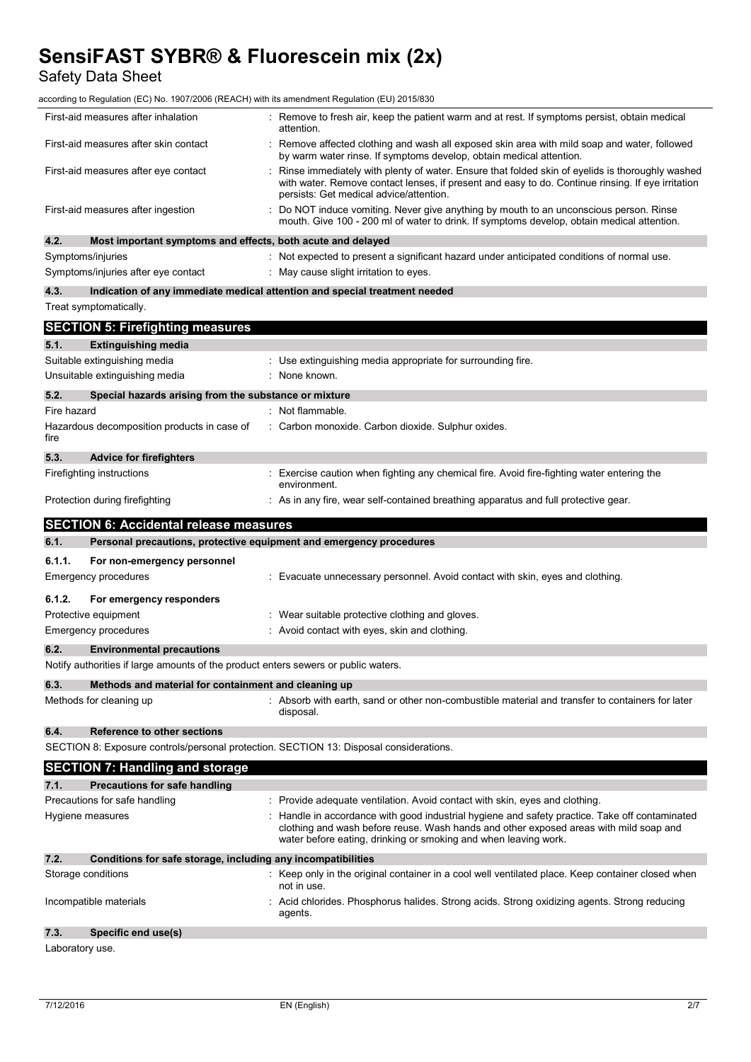| | |
|---|---|
| First-aid measures after inhalation | : Remove to fresh air, keep the patient warm and at rest. If symptoms persist, obtain medical attention. |
| First-aid measures after skin contact | : Remove affected clothing and wash all exposed skin area with mild soap and water, followed by warm water rinse. If symptoms develop, obtain medical attention. |
| First-aid measures after eye contact | : Rinse immediately with plenty of water. Ensure that folded skin of eyelids is thoroughly washed with water. Remove contact lenses, if present and easy to do. Continue rinsing. If eye irritation persists: Get medical advice/attention. |
| First-aid measures after ingestion | : Do NOT induce vomiting. Never give anything by mouth to an unconscious person. Rinse mouth. Give 100 - 200 ml of water to drink. If symptoms develop, obtain medical attention. |

### 4.2. Most important symptoms and effects, both acute and delayed

| | |
|---|---|
| Symptoms/injuries | : Not expected to present a significant hazard under anticipated conditions of normal use. |
| Symptoms/injuries after eye contact | : May cause slight irritation to eyes. |

### 4.3. Indication of any immediate medical attention and special treatment needed

Treat symptomatically.

## SECTION 5: Firefighting measures

### 5.1. Extinguishing media

| | |
|---|---|
| Suitable extinguishing media | : Use extinguishing media appropriate for surrounding fire. |
| Unsuitable extinguishing media | : None known. |

### 5.2. Special hazards arising from the substance or mixture

| | |
|---|---|
| Fire hazard | : Not flammable. |
| Hazardous decomposition products in case of fire | : Carbon monoxide. Carbon dioxide. Sulphur oxides. |

### 5.3. Advice for firefighters

| | |
|---|---|
| Firefighting instructions | : Exercise caution when fighting any chemical fire. Avoid fire-fighting water entering the environment. |
| Protection during firefighting | : As in any fire, wear self-contained breathing apparatus and full protective gear. |

## SECTION 6: Accidental release measures

### 6.1. Personal precautions, protective equipment and emergency procedures

#### 6.1.1. For non-emergency personnel

| | |
|---|---|
| Emergency procedures | : Evacuate unnecessary personnel. Avoid contact with skin, eyes and clothing. |

#### 6.1.2. For emergency responders

| | |
|---|---|
| Protective equipment | : Wear suitable protective clothing and gloves. |
| Emergency procedures | : Avoid contact with eyes, skin and clothing. |

### 6.2. Environmental precautions

Notify authorities if large amounts of the product enters sewers or public waters.

### 6.3. Methods and material for containment and cleaning up

| | |
|---|---|
| Methods for cleaning up | : Absorb with earth, sand or other non-combustible material and transfer to containers for later disposal. |

### 6.4. Reference to other sections

SECTION 8: Exposure controls/personal protection. SECTION 13: Disposal considerations.

## SECTION 7: Handling and storage

### 7.1. Precautions for safe handling

| | |
|---|---|
| Precautions for safe handling | : Provide adequate ventilation. Avoid contact with skin, eyes and clothing. |
| Hygiene measures | : Handle in accordance with good industrial hygiene and safety practice. Take off contaminated clothing and wash before reuse. Wash hands and other exposed areas with mild soap and water before eating, drinking or smoking and when leaving work. |

### 7.2. Conditions for safe storage, including any incompatibilities

| | |
|---|---|
| Storage conditions | : Keep only in the original container in a cool well ventilated place. Keep container closed when not in use. |
| Incompatible materials | : Acid chlorides. Phosphorus halides. Strong acids. Strong oxidizing agents. Strong reducing agents. |

### 7.3. Specific end use(s)

Laboratory use.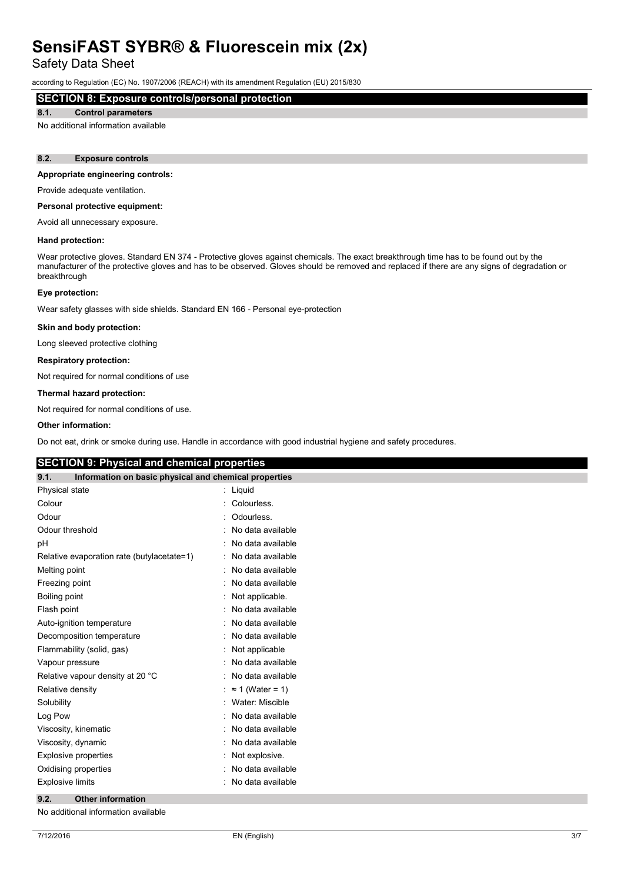## SECTION 8: Exposure controls/personal protection

### 8.1. Control parameters

No additional information available

### 8.2. Exposure controls

**Appropriate engineering controls:**

Provide adequate ventilation.

**Personal protective equipment:**

Avoid all unnecessary exposure.

**Hand protection:**

Wear protective gloves. Standard EN 374 - Protective gloves against chemicals. The exact breakthrough time has to be found out by the manufacturer of the protective gloves and has to be observed. Gloves should be removed and replaced if there are any signs of degradation or breakthrough

**Eye protection:**

Wear safety glasses with side shields. Standard EN 166 - Personal eye-protection

**Skin and body protection:**

Long sleeved protective clothing

**Respiratory protection:**

Not required for normal conditions of use

**Thermal hazard protection:**

Not required for normal conditions of use.

**Other information:**

Do not eat, drink or smoke during use. Handle in accordance with good industrial hygiene and safety procedures.

## SECTION 9: Physical and chemical properties

### 9.1. Information on basic physical and chemical properties

| Property | Value |
|---|---|
| Physical state | : Liquid |
| Colour | : Colourless. |
| Odour | : Odourless. |
| Odour threshold | : No data available |
| pH | : No data available |
| Relative evaporation rate (butylacetate=1) | : No data available |
| Melting point | : No data available |
| Freezing point | : No data available |
| Boiling point | : Not applicable. |
| Flash point | : No data available |
| Auto-ignition temperature | : No data available |
| Decomposition temperature | : No data available |
| Flammability (solid, gas) | : Not applicable |
| Vapour pressure | : No data available |
| Relative vapour density at 20 °C | : No data available |
| Relative density | : ≈ 1 (Water = 1) |
| Solubility | : Water: Miscible |
| Log Pow | : No data available |
| Viscosity, kinematic | : No data available |
| Viscosity, dynamic | : No data available |
| Explosive properties | : Not explosive. |
| Oxidising properties | : No data available |
| Explosive limits | : No data available |

### 9.2. Other information

No additional information available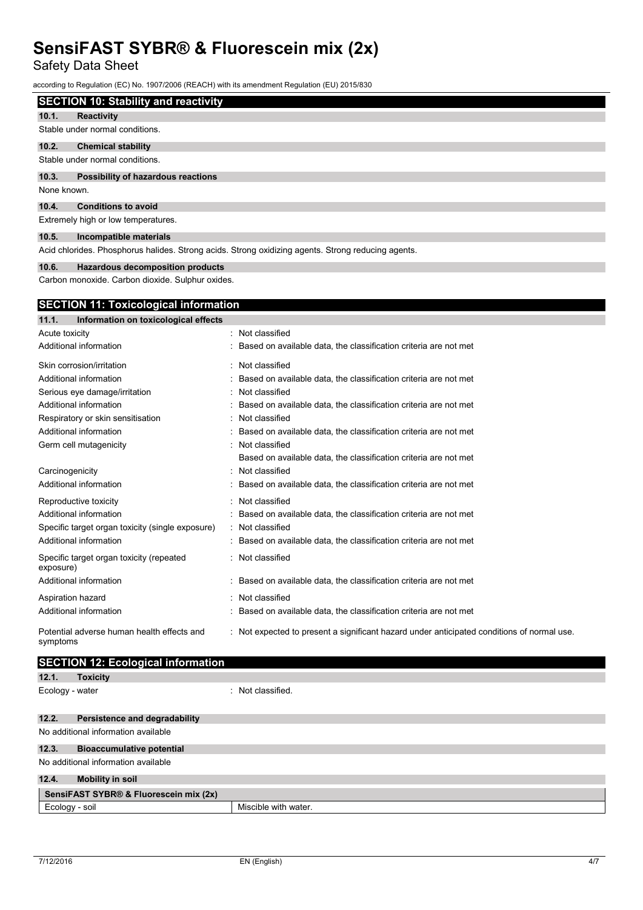## SECTION 10: Stability and reactivity

### 10.1. Reactivity

Stable under normal conditions.

### 10.2. Chemical stability

Stable under normal conditions.

### 10.3. Possibility of hazardous reactions

None known.

### 10.4. Conditions to avoid

Extremely high or low temperatures.

### 10.5. Incompatible materials

Acid chlorides. Phosphorus halides. Strong acids. Strong oxidizing agents. Strong reducing agents.

### 10.6. Hazardous decomposition products

Carbon monoxide. Carbon dioxide. Sulphur oxides.

## SECTION 11: Toxicological information

### 11.1. Information on toxicological effects

| | |
|---|---|
| Acute toxicity | : Not classified |
| Additional information | : Based on available data, the classification criteria are not met |
| Skin corrosion/irritation | : Not classified |
| Additional information | : Based on available data, the classification criteria are not met |
| Serious eye damage/irritation | : Not classified |
| Additional information | : Based on available data, the classification criteria are not met |
| Respiratory or skin sensitisation | : Not classified |
| Additional information | : Based on available data, the classification criteria are not met |
| Germ cell mutagenicity | : Not classified<br>Based on available data, the classification criteria are not met |
| Carcinogenicity | : Not classified |
| Additional information | : Based on available data, the classification criteria are not met |
| Reproductive toxicity | : Not classified |
| Additional information | : Based on available data, the classification criteria are not met |
| Specific target organ toxicity (single exposure) | : Not classified |
| Additional information | : Based on available data, the classification criteria are not met |
| Specific target organ toxicity (repeated exposure) | : Not classified |
| Additional information | : Based on available data, the classification criteria are not met |
| Aspiration hazard | : Not classified |
| Additional information | : Based on available data, the classification criteria are not met |
| Potential adverse human health effects and symptoms | : Not expected to present a significant hazard under anticipated conditions of normal use. |

## SECTION 12: Ecological information

### 12.1. Toxicity

| | |
|---|---|
| Ecology - water | : Not classified. |

### 12.2. Persistence and degradability

No additional information available

### 12.3. Bioaccumulative potential

No additional information available

### 12.4. Mobility in soil

| SensiFAST SYBR® & Fluorescein mix (2x) | |
|---|---|
| Ecology - soil | Miscible with water. |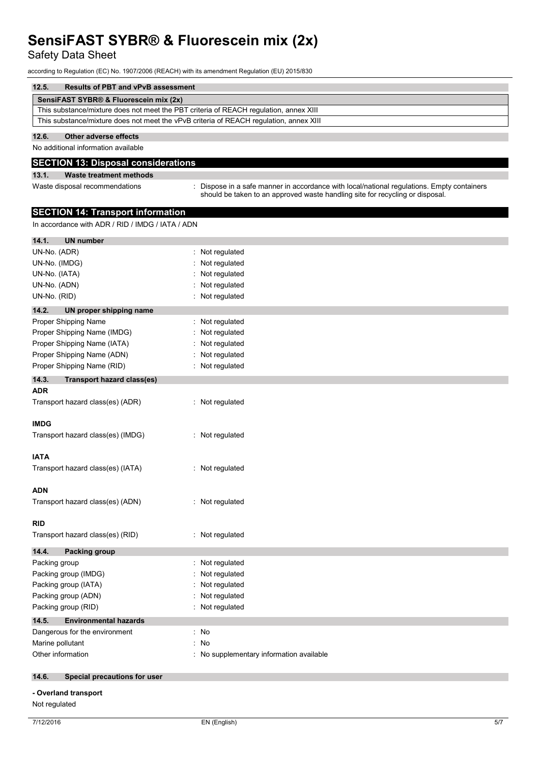### 12.5. Results of PBT and vPvB assessment

| SensiFAST SYBR® & Fluorescein mix (2x) |
|---|
| This substance/mixture does not meet the PBT criteria of REACH regulation, annex XIII |
| This substance/mixture does not meet the vPvB criteria of REACH regulation, annex XIII |

### 12.6. Other adverse effects

No additional information available

## SECTION 13: Disposal considerations

### 13.1. Waste treatment methods

Waste disposal recommendations : Dispose in a safe manner in accordance with local/national regulations. Empty containers should be taken to an approved waste handling site for recycling or disposal.

## SECTION 14: Transport information

In accordance with ADR / RID / IMDG / IATA / ADN

### 14.1. UN number

UN-No. (ADR) : Not regulated
UN-No. (IMDG) : Not regulated
UN-No. (IATA) : Not regulated
UN-No. (ADN) : Not regulated
UN-No. (RID) : Not regulated

### 14.2. UN proper shipping name

Proper Shipping Name : Not regulated
Proper Shipping Name (IMDG) : Not regulated
Proper Shipping Name (IATA) : Not regulated
Proper Shipping Name (ADN) : Not regulated
Proper Shipping Name (RID) : Not regulated

### 14.3. Transport hazard class(es)

**ADR**

Transport hazard class(es) (ADR) : Not regulated

**IMDG**

Transport hazard class(es) (IMDG) : Not regulated

**IATA**

Transport hazard class(es) (IATA) : Not regulated

**ADN**

Transport hazard class(es) (ADN) : Not regulated

**RID**

Transport hazard class(es) (RID) : Not regulated

### 14.4. Packing group

Packing group : Not regulated
Packing group (IMDG) : Not regulated
Packing group (IATA) : Not regulated
Packing group (ADN) : Not regulated
Packing group (RID) : Not regulated

### 14.5. Environmental hazards

Dangerous for the environment : No
Marine pollutant : No
Other information : No supplementary information available

### 14.6. Special precautions for user

**- Overland transport**

Not regulated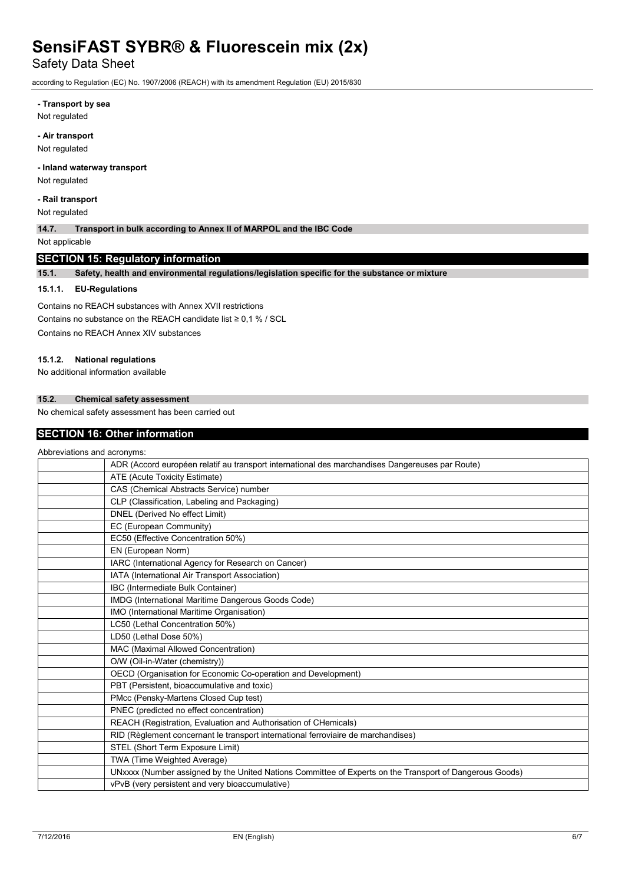**- Transport by sea**

Not regulated

**- Air transport**

Not regulated

**- Inland waterway transport**

Not regulated

**- Rail transport**

Not regulated

**14.7. Transport in bulk according to Annex II of MARPOL and the IBC Code**

Not applicable

## SECTION 15: Regulatory information

**15.1. Safety, health and environmental regulations/legislation specific for the substance or mixture**

**15.1.1. EU-Regulations**

Contains no REACH substances with Annex XVII restrictions

Contains no substance on the REACH candidate list ≥ 0,1 % / SCL

Contains no REACH Annex XIV substances

**15.1.2. National regulations**

No additional information available

**15.2. Chemical safety assessment**

No chemical safety assessment has been carried out

## SECTION 16: Other information

Abbreviations and acronyms:

| | |
|---|---|
| | ADR (Accord européen relatif au transport international des marchandises Dangereuses par Route) |
| | ATE (Acute Toxicity Estimate) |
| | CAS (Chemical Abstracts Service) number |
| | CLP (Classification, Labeling and Packaging) |
| | DNEL (Derived No effect Limit) |
| | EC (European Community) |
| | EC50 (Effective Concentration 50%) |
| | EN (European Norm) |
| | IARC (International Agency for Research on Cancer) |
| | IATA (International Air Transport Association) |
| | IBC (Intermediate Bulk Container) |
| | IMDG (International Maritime Dangerous Goods Code) |
| | IMO (International Maritime Organisation) |
| | LC50 (Lethal Concentration 50%) |
| | LD50 (Lethal Dose 50%) |
| | MAC (Maximal Allowed Concentration) |
| | O/W (Oil-in-Water (chemistry)) |
| | OECD (Organisation for Economic Co-operation and Development) |
| | PBT (Persistent, bioaccumulative and toxic) |
| | PMcc (Pensky-Martens Closed Cup test) |
| | PNEC (predicted no effect concentration) |
| | REACH (Registration, Evaluation and Authorisation of CHemicals) |
| | RID (Règlement concernant le transport international ferroviaire de marchandises) |
| | STEL (Short Term Exposure Limit) |
| | TWA (Time Weighted Average) |
| | UNxxxx (Number assigned by the United Nations Committee of Experts on the Transport of Dangerous Goods) |
| | vPvB (very persistent and very bioaccumulative) |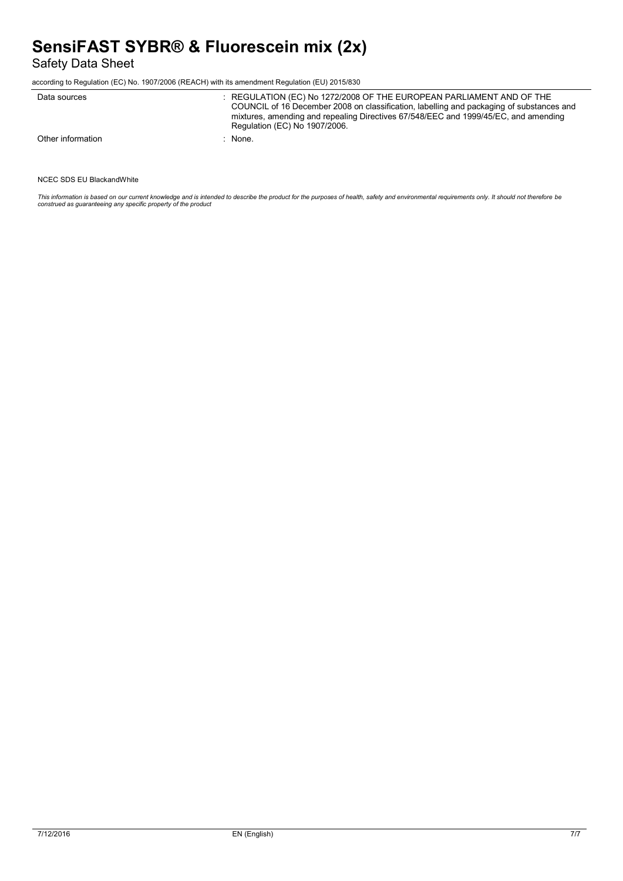| | |
|---|---|
| Data sources | : REGULATION (EC) No 1272/2008 OF THE EUROPEAN PARLIAMENT AND OF THE COUNCIL of 16 December 2008 on classification, labelling and packaging of substances and mixtures, amending and repealing Directives 67/548/EEC and 1999/45/EC, and amending Regulation (EC) No 1907/2006. |
| Other information | : None. |

NCEC SDS EU BlackandWhite

*This information is based on our current knowledge and is intended to describe the product for the purposes of health, safety and environmental requirements only. It should not therefore be construed as guaranteeing any specific property of the product*